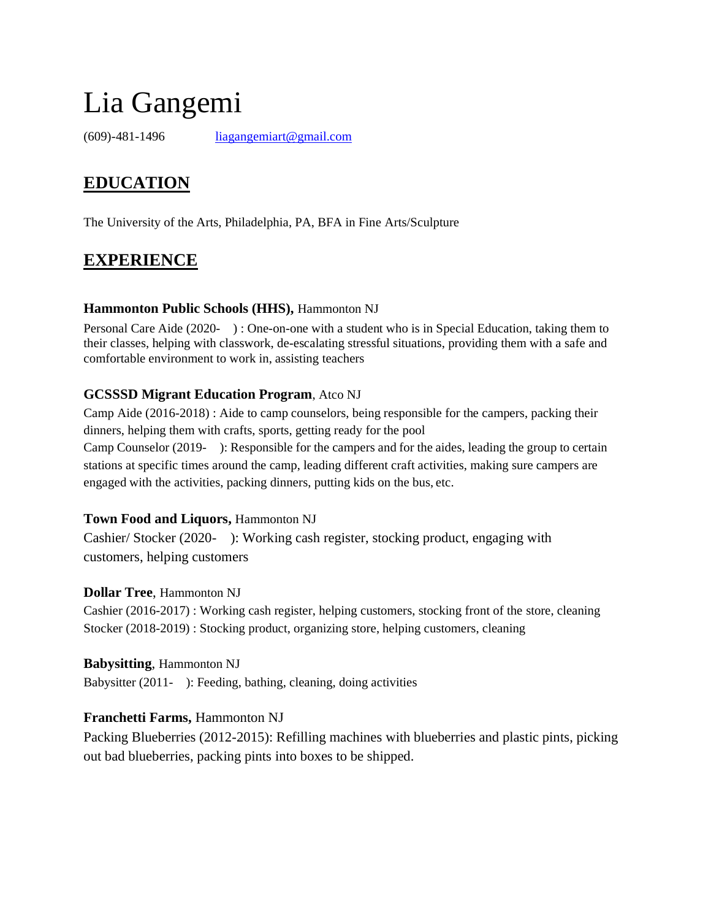# Lia Gangemi

(609)-481-1496 liagangemiart@gmail.com

## EDUCATION

The University of the Arts, Philadelphia, PA, BFA in Fine Arts/Sculpture

## EXPERIENCE

**Hammonton Public Schools (HHS),** Hammonton NJ

Personal Care Aide (2020- ) : One-on-one with a student who is in Special Education, taking them to their classes, helping with classwork, de-escalating stressful situations, providing them with a safe and comfortable environment to work in, assisting teachers

**GCSSSD Migrant Education Program**, Atco NJ

Camp Aide (2016-2018) : Aide to camp counselors, being responsible for the campers, packing their dinners, helping them with crafts, sports, getting ready for the pool

Camp Counselor (2019- ): Responsible for the campers and for the aides, leading the group to certain stations at specific times around the camp, leading different craft activities, making sure campers are engaged with the activities, packing dinners, putting kids on the bus, etc.

**Town Food and Liquors,** Hammonton NJ

Cashier/ Stocker (2020- ): Working cash register, stocking product, engaging with customers, helping customers

**Dollar Tree**, Hammonton NJ

Cashier (2016-2017) : Working cash register, helping customers, stocking front of the store, cleaning

Stocker (2018-2019) : Stocking product, organizing store, helping customers, cleaning

**Babysitting**, Hammonton NJ

Babysitter (2011- ): Feeding, bathing, cleaning, doing activities

**Franchetti Farms,** Hammonton NJ

Packing Blueberries (2012-2015): Refilling machines with blueberries and plastic pints, picking out bad blueberries, packing pints into boxes to be shipped.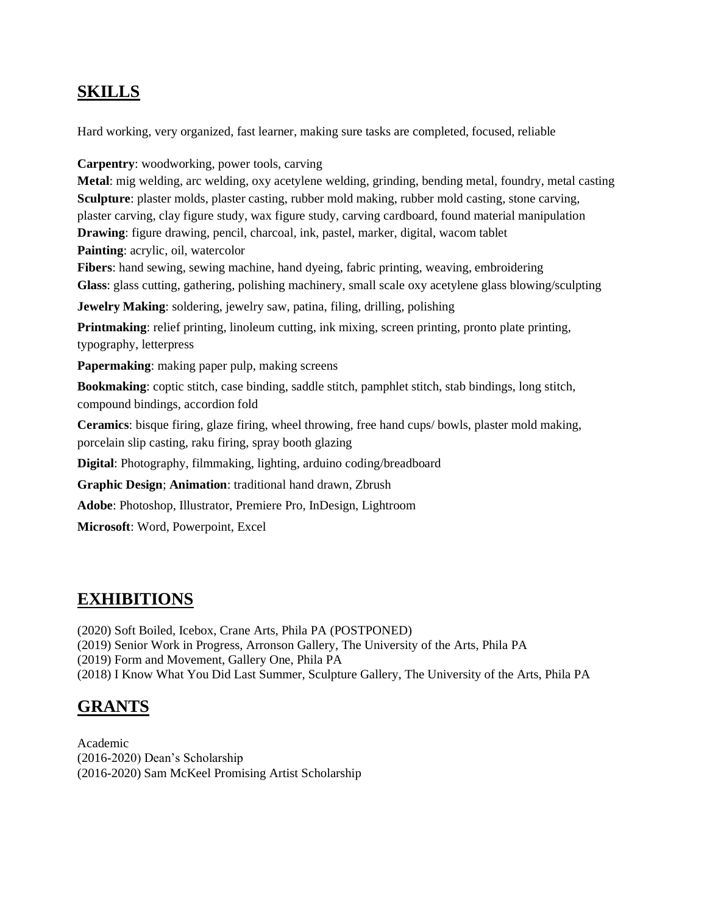## SKILLS

Hard working, very organized, fast learner, making sure tasks are completed, focused, reliable

**Carpentry**: woodworking, power tools, carving
**Metal**: mig welding, arc welding, oxy acetylene welding, grinding, bending metal, foundry, metal casting
**Sculpture**: plaster molds, plaster casting, rubber mold making, rubber mold casting, stone carving, plaster carving, clay figure study, wax figure study, carving cardboard, found material manipulation
**Drawing**: figure drawing, pencil, charcoal, ink, pastel, marker, digital, wacom tablet
**Painting**: acrylic, oil, watercolor
**Fibers**: hand sewing, sewing machine, hand dyeing, fabric printing, weaving, embroidering
**Glass**: glass cutting, gathering, polishing machinery, small scale oxy acetylene glass blowing/sculpting

**Jewelry Making**: soldering, jewelry saw, patina, filing, drilling, polishing

**Printmaking**: relief printing, linoleum cutting, ink mixing, screen printing, pronto plate printing, typography, letterpress

**Papermaking**: making paper pulp, making screens

**Bookmaking**: coptic stitch, case binding, saddle stitch, pamphlet stitch, stab bindings, long stitch, compound bindings, accordion fold

**Ceramics**: bisque firing, glaze firing, wheel throwing, free hand cups/ bowls, plaster mold making, porcelain slip casting, raku firing, spray booth glazing

**Digital**: Photography, filmmaking, lighting, arduino coding/breadboard

**Graphic Design**; **Animation**: traditional hand drawn, Zbrush

**Adobe**: Photoshop, Illustrator, Premiere Pro, InDesign, Lightroom

**Microsoft**: Word, Powerpoint, Excel

## EXHIBITIONS

(2020) Soft Boiled, Icebox, Crane Arts, Phila PA (POSTPONED)
(2019) Senior Work in Progress, Arronson Gallery, The University of the Arts, Phila PA
(2019) Form and Movement, Gallery One, Phila PA
(2018) I Know What You Did Last Summer, Sculpture Gallery, The University of the Arts, Phila PA

## GRANTS

Academic
(2016-2020) Dean's Scholarship
(2016-2020) Sam McKeel Promising Artist Scholarship